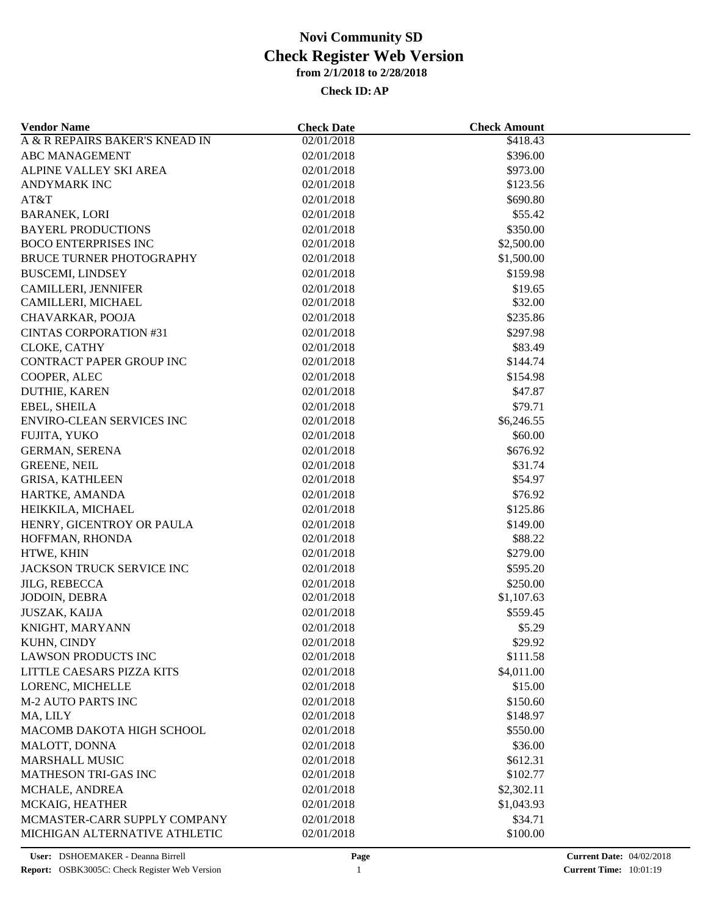# Novi Community SD
# Check Register Web Version
### from 2/1/2018 to 2/28/2018

**Check ID: AP**

| Vendor Name | Check Date | Check Amount |
|---|---|---|
| A & R REPAIRS BAKER'S KNEAD IN | 02/01/2018 | $418.43 |
| ABC MANAGEMENT | 02/01/2018 | $396.00 |
| ALPINE VALLEY SKI AREA | 02/01/2018 | $973.00 |
| ANDYMARK INC | 02/01/2018 | $123.56 |
| AT&T | 02/01/2018 | $690.80 |
| BARANEK, LORI | 02/01/2018 | $55.42 |
| BAYERL PRODUCTIONS | 02/01/2018 | $350.00 |
| BOCO ENTERPRISES INC | 02/01/2018 | $2,500.00 |
| BRUCE TURNER PHOTOGRAPHY | 02/01/2018 | $1,500.00 |
| BUSCEMI, LINDSEY | 02/01/2018 | $159.98 |
| CAMILLERI, JENNIFER | 02/01/2018 | $19.65 |
| CAMILLERI, MICHAEL | 02/01/2018 | $32.00 |
| CHAVARKAR, POOJA | 02/01/2018 | $235.86 |
| CINTAS CORPORATION #31 | 02/01/2018 | $297.98 |
| CLOKE, CATHY | 02/01/2018 | $83.49 |
| CONTRACT PAPER GROUP INC | 02/01/2018 | $144.74 |
| COOPER, ALEC | 02/01/2018 | $154.98 |
| DUTHIE, KAREN | 02/01/2018 | $47.87 |
| EBEL, SHEILA | 02/01/2018 | $79.71 |
| ENVIRO-CLEAN SERVICES INC | 02/01/2018 | $6,246.55 |
| FUJITA, YUKO | 02/01/2018 | $60.00 |
| GERMAN, SERENA | 02/01/2018 | $676.92 |
| GREENE, NEIL | 02/01/2018 | $31.74 |
| GRISA, KATHLEEN | 02/01/2018 | $54.97 |
| HARTKE, AMANDA | 02/01/2018 | $76.92 |
| HEIKKILA, MICHAEL | 02/01/2018 | $125.86 |
| HENRY, GICENTROY OR PAULA | 02/01/2018 | $149.00 |
| HOFFMAN, RHONDA | 02/01/2018 | $88.22 |
| HTWE, KHIN | 02/01/2018 | $279.00 |
| JACKSON TRUCK SERVICE INC | 02/01/2018 | $595.20 |
| JILG, REBECCA | 02/01/2018 | $250.00 |
| JODOIN, DEBRA | 02/01/2018 | $1,107.63 |
| JUSZAK, KAIJA | 02/01/2018 | $559.45 |
| KNIGHT, MARYANN | 02/01/2018 | $5.29 |
| KUHN, CINDY | 02/01/2018 | $29.92 |
| LAWSON PRODUCTS INC | 02/01/2018 | $111.58 |
| LITTLE CAESARS PIZZA KITS | 02/01/2018 | $4,011.00 |
| LORENC, MICHELLE | 02/01/2018 | $15.00 |
| M-2 AUTO PARTS INC | 02/01/2018 | $150.60 |
| MA, LILY | 02/01/2018 | $148.97 |
| MACOMB DAKOTA HIGH SCHOOL | 02/01/2018 | $550.00 |
| MALOTT, DONNA | 02/01/2018 | $36.00 |
| MARSHALL MUSIC | 02/01/2018 | $612.31 |
| MATHESON TRI-GAS INC | 02/01/2018 | $102.77 |
| MCHALE, ANDREA | 02/01/2018 | $2,302.11 |
| MCKAIG, HEATHER | 02/01/2018 | $1,043.93 |
| MCMASTER-CARR SUPPLY COMPANY | 02/01/2018 | $34.71 |
| MICHIGAN ALTERNATIVE ATHLETIC | 02/01/2018 | $100.00 |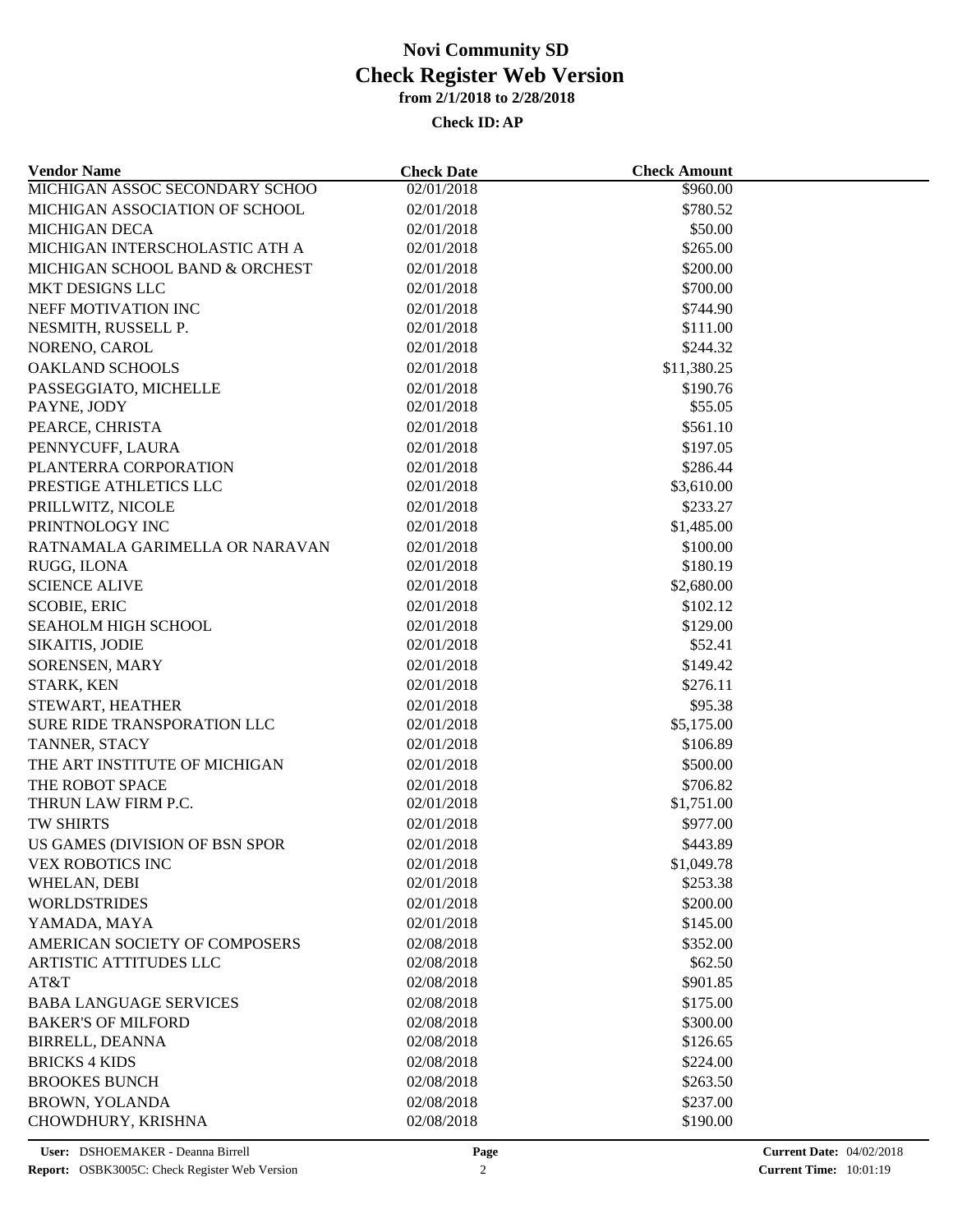# Novi Community SD
## Check Register Web Version
### from 2/1/2018 to 2/28/2018

**Check ID: AP**

| Vendor Name | Check Date | Check Amount |
|---|---|---|
| MICHIGAN ASSOC SECONDARY SCHOO | 02/01/2018 | \$960.00 |
| MICHIGAN ASSOCIATION OF SCHOOL | 02/01/2018 | \$780.52 |
| MICHIGAN DECA | 02/01/2018 | \$50.00 |
| MICHIGAN INTERSCHOLASTIC ATH A | 02/01/2018 | \$265.00 |
| MICHIGAN SCHOOL BAND & ORCHEST | 02/01/2018 | \$200.00 |
| MKT DESIGNS LLC | 02/01/2018 | \$700.00 |
| NEFF MOTIVATION INC | 02/01/2018 | \$744.90 |
| NESMITH, RUSSELL P. | 02/01/2018 | \$111.00 |
| NORENO, CAROL | 02/01/2018 | \$244.32 |
| OAKLAND SCHOOLS | 02/01/2018 | \$11,380.25 |
| PASSEGGIATO, MICHELLE | 02/01/2018 | \$190.76 |
| PAYNE, JODY | 02/01/2018 | \$55.05 |
| PEARCE, CHRISTA | 02/01/2018 | \$561.10 |
| PENNYCUFF, LAURA | 02/01/2018 | \$197.05 |
| PLANTERRA CORPORATION | 02/01/2018 | \$286.44 |
| PRESTIGE ATHLETICS LLC | 02/01/2018 | \$3,610.00 |
| PRILLWITZ, NICOLE | 02/01/2018 | \$233.27 |
| PRINTNOLOGY INC | 02/01/2018 | \$1,485.00 |
| RATNAMALA GARIMELLA OR NARAVAN | 02/01/2018 | \$100.00 |
| RUGG, ILONA | 02/01/2018 | \$180.19 |
| SCIENCE ALIVE | 02/01/2018 | \$2,680.00 |
| SCOBIE, ERIC | 02/01/2018 | \$102.12 |
| SEAHOLM HIGH SCHOOL | 02/01/2018 | \$129.00 |
| SIKAITIS, JODIE | 02/01/2018 | \$52.41 |
| SORENSEN, MARY | 02/01/2018 | \$149.42 |
| STARK, KEN | 02/01/2018 | \$276.11 |
| STEWART, HEATHER | 02/01/2018 | \$95.38 |
| SURE RIDE TRANSPORATION LLC | 02/01/2018 | \$5,175.00 |
| TANNER, STACY | 02/01/2018 | \$106.89 |
| THE ART INSTITUTE OF MICHIGAN | 02/01/2018 | \$500.00 |
| THE ROBOT SPACE | 02/01/2018 | \$706.82 |
| THRUN LAW FIRM P.C. | 02/01/2018 | \$1,751.00 |
| TW SHIRTS | 02/01/2018 | \$977.00 |
| US GAMES (DIVISION OF BSN SPOR | 02/01/2018 | \$443.89 |
| VEX ROBOTICS INC | 02/01/2018 | \$1,049.78 |
| WHELAN, DEBI | 02/01/2018 | \$253.38 |
| WORLDSTRIDES | 02/01/2018 | \$200.00 |
| YAMADA, MAYA | 02/01/2018 | \$145.00 |
| AMERICAN SOCIETY OF COMPOSERS | 02/08/2018 | \$352.00 |
| ARTISTIC ATTITUDES LLC | 02/08/2018 | \$62.50 |
| AT&T | 02/08/2018 | \$901.85 |
| BABA LANGUAGE SERVICES | 02/08/2018 | \$175.00 |
| BAKER'S OF MILFORD | 02/08/2018 | \$300.00 |
| BIRRELL, DEANNA | 02/08/2018 | \$126.65 |
| BRICKS 4 KIDS | 02/08/2018 | \$224.00 |
| BROOKES BUNCH | 02/08/2018 | \$263.50 |
| BROWN, YOLANDA | 02/08/2018 | \$237.00 |
| CHOWDHURY, KRISHNA | 02/08/2018 | \$190.00 |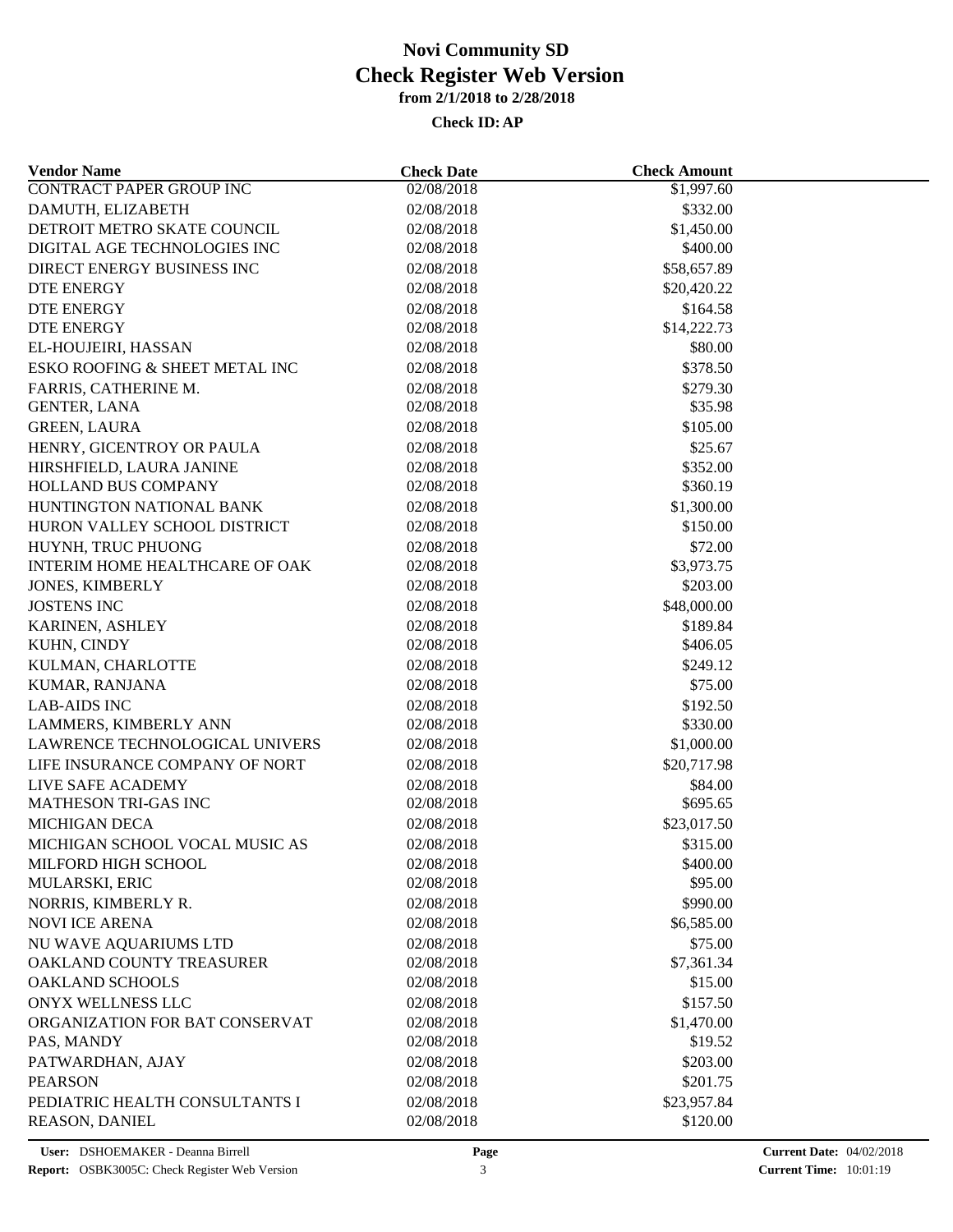# Novi Community SD

## Check Register Web Version

### from 2/1/2018 to 2/28/2018

**Check ID: AP**

| Vendor Name | Check Date | Check Amount |
| --- | --- | --- |
| CONTRACT PAPER GROUP INC | 02/08/2018 | $1,997.60 |
| DAMUTH, ELIZABETH | 02/08/2018 | $332.00 |
| DETROIT METRO SKATE COUNCIL | 02/08/2018 | $1,450.00 |
| DIGITAL AGE TECHNOLOGIES INC | 02/08/2018 | $400.00 |
| DIRECT ENERGY BUSINESS INC | 02/08/2018 | $58,657.89 |
| DTE ENERGY | 02/08/2018 | $20,420.22 |
| DTE ENERGY | 02/08/2018 | $164.58 |
| DTE ENERGY | 02/08/2018 | $14,222.73 |
| EL-HOUJEIRI, HASSAN | 02/08/2018 | $80.00 |
| ESKO ROOFING & SHEET METAL INC | 02/08/2018 | $378.50 |
| FARRIS, CATHERINE M. | 02/08/2018 | $279.30 |
| GENTER, LANA | 02/08/2018 | $35.98 |
| GREEN, LAURA | 02/08/2018 | $105.00 |
| HENRY, GICENTROY OR PAULA | 02/08/2018 | $25.67 |
| HIRSHFIELD, LAURA JANINE | 02/08/2018 | $352.00 |
| HOLLAND BUS COMPANY | 02/08/2018 | $360.19 |
| HUNTINGTON NATIONAL BANK | 02/08/2018 | $1,300.00 |
| HURON VALLEY SCHOOL DISTRICT | 02/08/2018 | $150.00 |
| HUYNH, TRUC PHUONG | 02/08/2018 | $72.00 |
| INTERIM HOME HEALTHCARE OF OAK | 02/08/2018 | $3,973.75 |
| JONES, KIMBERLY | 02/08/2018 | $203.00 |
| JOSTENS INC | 02/08/2018 | $48,000.00 |
| KARINEN, ASHLEY | 02/08/2018 | $189.84 |
| KUHN, CINDY | 02/08/2018 | $406.05 |
| KULMAN, CHARLOTTE | 02/08/2018 | $249.12 |
| KUMAR, RANJANA | 02/08/2018 | $75.00 |
| LAB-AIDS INC | 02/08/2018 | $192.50 |
| LAMMERS, KIMBERLY ANN | 02/08/2018 | $330.00 |
| LAWRENCE TECHNOLOGICAL UNIVERS | 02/08/2018 | $1,000.00 |
| LIFE INSURANCE COMPANY OF NORT | 02/08/2018 | $20,717.98 |
| LIVE SAFE ACADEMY | 02/08/2018 | $84.00 |
| MATHESON TRI-GAS INC | 02/08/2018 | $695.65 |
| MICHIGAN DECA | 02/08/2018 | $23,017.50 |
| MICHIGAN SCHOOL VOCAL MUSIC AS | 02/08/2018 | $315.00 |
| MILFORD HIGH SCHOOL | 02/08/2018 | $400.00 |
| MULARSKI, ERIC | 02/08/2018 | $95.00 |
| NORRIS, KIMBERLY R. | 02/08/2018 | $990.00 |
| NOVI ICE ARENA | 02/08/2018 | $6,585.00 |
| NU WAVE AQUARIUMS LTD | 02/08/2018 | $75.00 |
| OAKLAND COUNTY TREASURER | 02/08/2018 | $7,361.34 |
| OAKLAND SCHOOLS | 02/08/2018 | $15.00 |
| ONYX WELLNESS LLC | 02/08/2018 | $157.50 |
| ORGANIZATION FOR BAT CONSERVAT | 02/08/2018 | $1,470.00 |
| PAS, MANDY | 02/08/2018 | $19.52 |
| PATWARDHAN, AJAY | 02/08/2018 | $203.00 |
| PEARSON | 02/08/2018 | $201.75 |
| PEDIATRIC HEALTH CONSULTANTS I | 02/08/2018 | $23,957.84 |
| REASON, DANIEL | 02/08/2018 | $120.00 |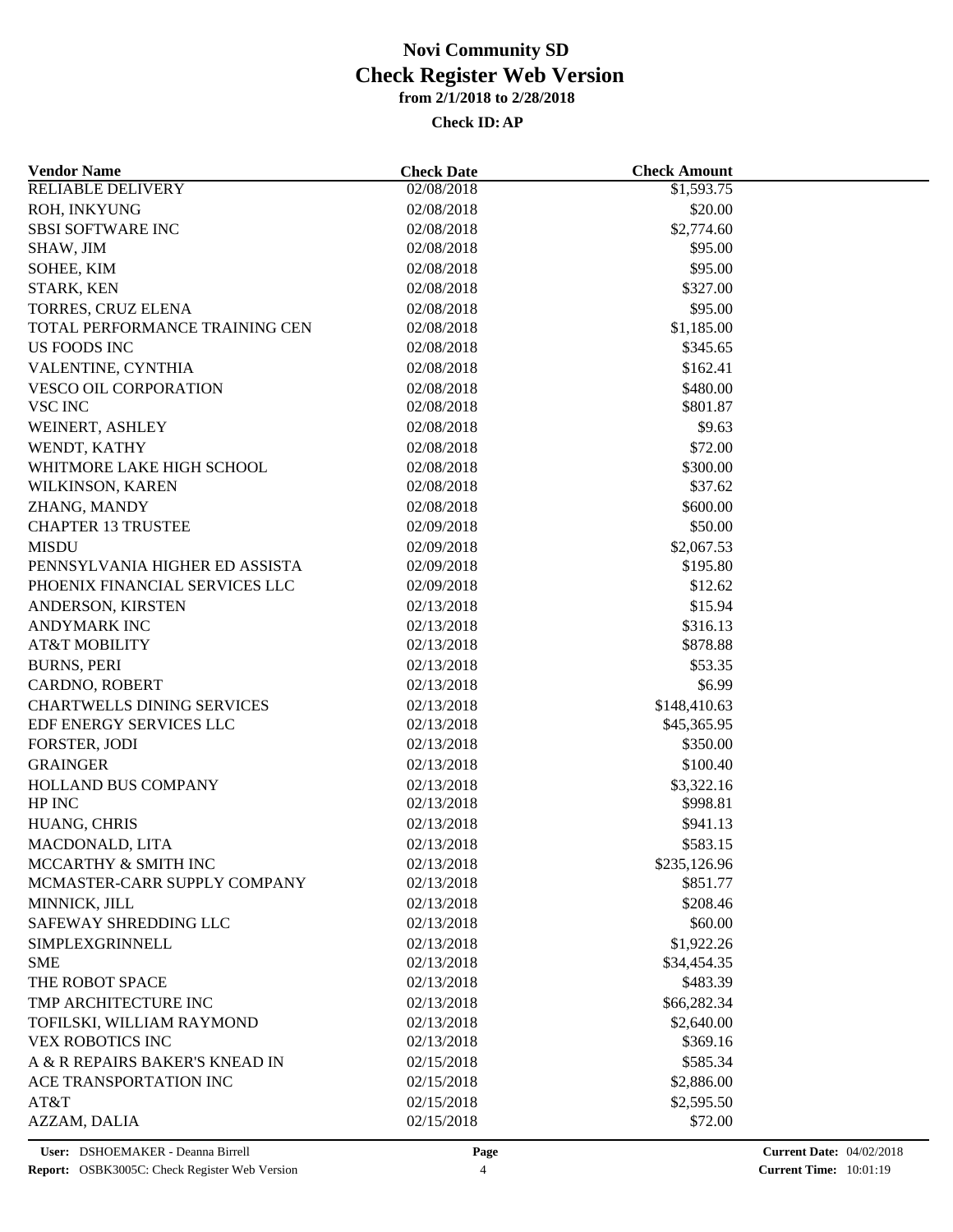# Novi Community SD

# Check Register Web Version

**from 2/1/2018 to 2/28/2018**

**Check ID: AP**

| Vendor Name | Check Date | Check Amount |
|---|---|---|
| RELIABLE DELIVERY | 02/08/2018 | $1,593.75 |
| ROH, INKYUNG | 02/08/2018 | $20.00 |
| SBSI SOFTWARE INC | 02/08/2018 | $2,774.60 |
| SHAW, JIM | 02/08/2018 | $95.00 |
| SOHEE, KIM | 02/08/2018 | $95.00 |
| STARK, KEN | 02/08/2018 | $327.00 |
| TORRES, CRUZ ELENA | 02/08/2018 | $95.00 |
| TOTAL PERFORMANCE TRAINING CEN | 02/08/2018 | $1,185.00 |
| US FOODS INC | 02/08/2018 | $345.65 |
| VALENTINE, CYNTHIA | 02/08/2018 | $162.41 |
| VESCO OIL CORPORATION | 02/08/2018 | $480.00 |
| VSC INC | 02/08/2018 | $801.87 |
| WEINERT, ASHLEY | 02/08/2018 | $9.63 |
| WENDT, KATHY | 02/08/2018 | $72.00 |
| WHITMORE LAKE HIGH SCHOOL | 02/08/2018 | $300.00 |
| WILKINSON, KAREN | 02/08/2018 | $37.62 |
| ZHANG, MANDY | 02/08/2018 | $600.00 |
| CHAPTER 13 TRUSTEE | 02/09/2018 | $50.00 |
| MISDU | 02/09/2018 | $2,067.53 |
| PENNSYLVANIA HIGHER ED ASSISTA | 02/09/2018 | $195.80 |
| PHOENIX FINANCIAL SERVICES LLC | 02/09/2018 | $12.62 |
| ANDERSON, KIRSTEN | 02/13/2018 | $15.94 |
| ANDYMARK INC | 02/13/2018 | $316.13 |
| AT&T MOBILITY | 02/13/2018 | $878.88 |
| BURNS, PERI | 02/13/2018 | $53.35 |
| CARDNO, ROBERT | 02/13/2018 | $6.99 |
| CHARTWELLS DINING SERVICES | 02/13/2018 | $148,410.63 |
| EDF ENERGY SERVICES LLC | 02/13/2018 | $45,365.95 |
| FORSTER, JODI | 02/13/2018 | $350.00 |
| GRAINGER | 02/13/2018 | $100.40 |
| HOLLAND BUS COMPANY | 02/13/2018 | $3,322.16 |
| HP INC | 02/13/2018 | $998.81 |
| HUANG, CHRIS | 02/13/2018 | $941.13 |
| MACDONALD, LITA | 02/13/2018 | $583.15 |
| MCCARTHY & SMITH INC | 02/13/2018 | $235,126.96 |
| MCMASTER-CARR SUPPLY COMPANY | 02/13/2018 | $851.77 |
| MINNICK, JILL | 02/13/2018 | $208.46 |
| SAFEWAY SHREDDING LLC | 02/13/2018 | $60.00 |
| SIMPLEXGRINNELL | 02/13/2018 | $1,922.26 |
| SME | 02/13/2018 | $34,454.35 |
| THE ROBOT SPACE | 02/13/2018 | $483.39 |
| TMP ARCHITECTURE INC | 02/13/2018 | $66,282.34 |
| TOFILSKI, WILLIAM RAYMOND | 02/13/2018 | $2,640.00 |
| VEX ROBOTICS INC | 02/13/2018 | $369.16 |
| A & R REPAIRS BAKER'S KNEAD IN | 02/15/2018 | $585.34 |
| ACE TRANSPORTATION INC | 02/15/2018 | $2,886.00 |
| AT&T | 02/15/2018 | $2,595.50 |
| AZZAM, DALIA | 02/15/2018 | $72.00 |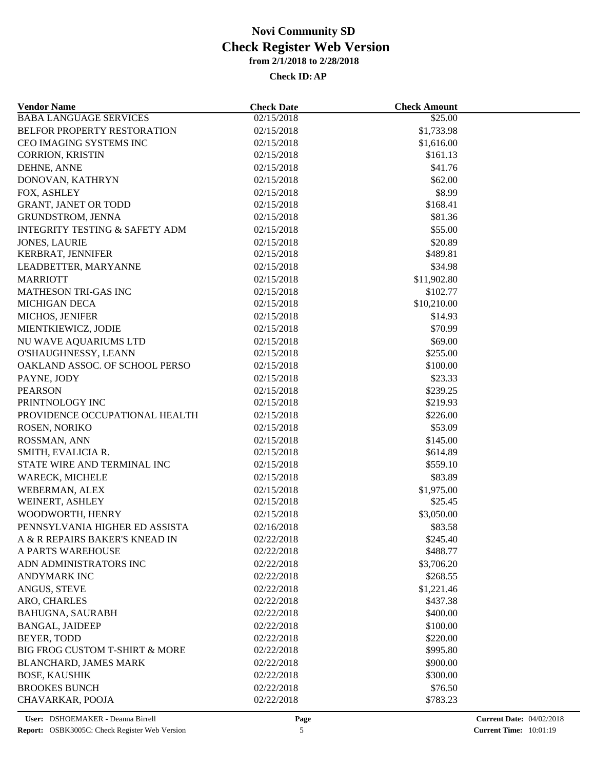# Novi Community SD
## Check Register Web Version
### from 2/1/2018 to 2/28/2018
**Check ID: AP**

| Vendor Name | Check Date | Check Amount |
|---|---|---|
| BABA LANGUAGE SERVICES | 02/15/2018 | $25.00 |
| BELFOR PROPERTY RESTORATION | 02/15/2018 | $1,733.98 |
| CEO IMAGING SYSTEMS INC | 02/15/2018 | $1,616.00 |
| CORRION, KRISTIN | 02/15/2018 | $161.13 |
| DEHNE, ANNE | 02/15/2018 | $41.76 |
| DONOVAN, KATHRYN | 02/15/2018 | $62.00 |
| FOX, ASHLEY | 02/15/2018 | $8.99 |
| GRANT, JANET OR TODD | 02/15/2018 | $168.41 |
| GRUNDSTROM, JENNA | 02/15/2018 | $81.36 |
| INTEGRITY TESTING & SAFETY ADM | 02/15/2018 | $55.00 |
| JONES, LAURIE | 02/15/2018 | $20.89 |
| KERBRAT, JENNIFER | 02/15/2018 | $489.81 |
| LEADBETTER, MARYANNE | 02/15/2018 | $34.98 |
| MARRIOTT | 02/15/2018 | $11,902.80 |
| MATHESON TRI-GAS INC | 02/15/2018 | $102.77 |
| MICHIGAN DECA | 02/15/2018 | $10,210.00 |
| MICHOS, JENIFER | 02/15/2018 | $14.93 |
| MIENTKIEWICZ, JODIE | 02/15/2018 | $70.99 |
| NU WAVE AQUARIUMS LTD | 02/15/2018 | $69.00 |
| O'SHAUGHNESSY, LEANN | 02/15/2018 | $255.00 |
| OAKLAND ASSOC. OF SCHOOL PERSO | 02/15/2018 | $100.00 |
| PAYNE, JODY | 02/15/2018 | $23.33 |
| PEARSON | 02/15/2018 | $239.25 |
| PRINTNOLOGY INC | 02/15/2018 | $219.93 |
| PROVIDENCE OCCUPATIONAL HEALTH | 02/15/2018 | $226.00 |
| ROSEN, NORIKO | 02/15/2018 | $53.09 |
| ROSSMAN, ANN | 02/15/2018 | $145.00 |
| SMITH, EVALICIA R. | 02/15/2018 | $614.89 |
| STATE WIRE AND TERMINAL INC | 02/15/2018 | $559.10 |
| WARECK, MICHELE | 02/15/2018 | $83.89 |
| WEBERMAN, ALEX | 02/15/2018 | $1,975.00 |
| WEINERT, ASHLEY | 02/15/2018 | $25.45 |
| WOODWORTH, HENRY | 02/15/2018 | $3,050.00 |
| PENNSYLVANIA HIGHER ED ASSISTA | 02/16/2018 | $83.58 |
| A & R REPAIRS BAKER'S KNEAD IN | 02/22/2018 | $245.40 |
| A PARTS WAREHOUSE | 02/22/2018 | $488.77 |
| ADN ADMINISTRATORS INC | 02/22/2018 | $3,706.20 |
| ANDYMARK INC | 02/22/2018 | $268.55 |
| ANGUS, STEVE | 02/22/2018 | $1,221.46 |
| ARO, CHARLES | 02/22/2018 | $437.38 |
| BAHUGNA, SAURABH | 02/22/2018 | $400.00 |
| BANGAL, JAIDEEP | 02/22/2018 | $100.00 |
| BEYER, TODD | 02/22/2018 | $220.00 |
| BIG FROG CUSTOM T-SHIRT & MORE | 02/22/2018 | $995.80 |
| BLANCHARD, JAMES MARK | 02/22/2018 | $900.00 |
| BOSE, KAUSHIK | 02/22/2018 | $300.00 |
| BROOKES BUNCH | 02/22/2018 | $76.50 |
| CHAVARKAR, POOJA | 02/22/2018 | $783.23 |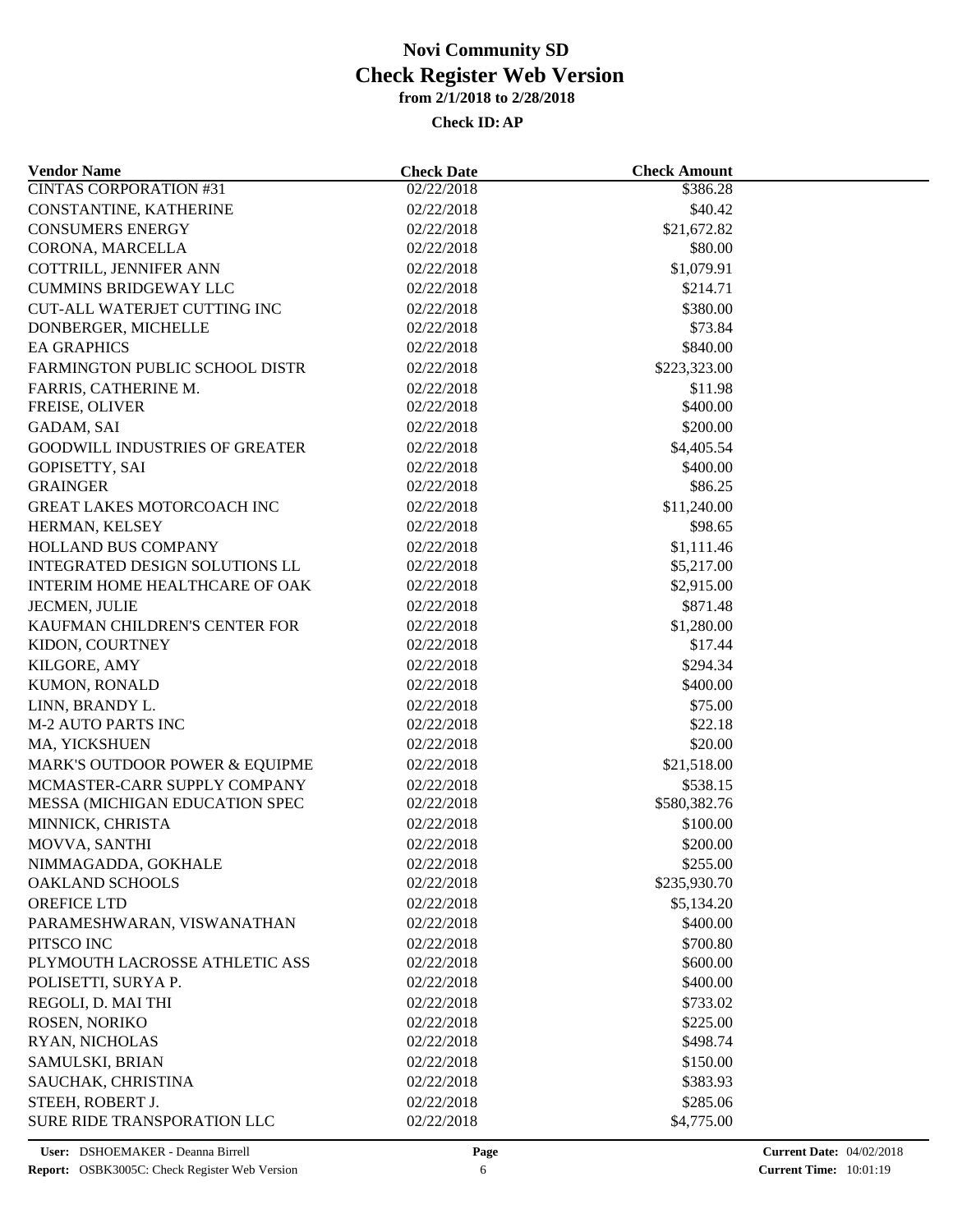# Novi Community SD
# Check Register Web Version
### from 2/1/2018 to 2/28/2018
### Check ID: AP

| Vendor Name | Check Date | Check Amount |
|---|---|---|
| CINTAS CORPORATION #31 | 02/22/2018 | $386.28 |
| CONSTANTINE, KATHERINE | 02/22/2018 | $40.42 |
| CONSUMERS ENERGY | 02/22/2018 | $21,672.82 |
| CORONA, MARCELLA | 02/22/2018 | $80.00 |
| COTTRILL, JENNIFER ANN | 02/22/2018 | $1,079.91 |
| CUMMINS BRIDGEWAY LLC | 02/22/2018 | $214.71 |
| CUT-ALL WATERJET CUTTING INC | 02/22/2018 | $380.00 |
| DONBERGER, MICHELLE | 02/22/2018 | $73.84 |
| EA GRAPHICS | 02/22/2018 | $840.00 |
| FARMINGTON PUBLIC SCHOOL DISTR | 02/22/2018 | $223,323.00 |
| FARRIS, CATHERINE M. | 02/22/2018 | $11.98 |
| FREISE, OLIVER | 02/22/2018 | $400.00 |
| GADAM, SAI | 02/22/2018 | $200.00 |
| GOODWILL INDUSTRIES OF GREATER | 02/22/2018 | $4,405.54 |
| GOPISETTY, SAI | 02/22/2018 | $400.00 |
| GRAINGER | 02/22/2018 | $86.25 |
| GREAT LAKES MOTORCOACH INC | 02/22/2018 | $11,240.00 |
| HERMAN, KELSEY | 02/22/2018 | $98.65 |
| HOLLAND BUS COMPANY | 02/22/2018 | $1,111.46 |
| INTEGRATED DESIGN SOLUTIONS LL | 02/22/2018 | $5,217.00 |
| INTERIM HOME HEALTHCARE OF OAK | 02/22/2018 | $2,915.00 |
| JECMEN, JULIE | 02/22/2018 | $871.48 |
| KAUFMAN CHILDREN'S CENTER FOR | 02/22/2018 | $1,280.00 |
| KIDON, COURTNEY | 02/22/2018 | $17.44 |
| KILGORE, AMY | 02/22/2018 | $294.34 |
| KUMON, RONALD | 02/22/2018 | $400.00 |
| LINN, BRANDY L. | 02/22/2018 | $75.00 |
| M-2 AUTO PARTS INC | 02/22/2018 | $22.18 |
| MA, YICKSHUEN | 02/22/2018 | $20.00 |
| MARK'S OUTDOOR POWER & EQUIPME | 02/22/2018 | $21,518.00 |
| MCMASTER-CARR SUPPLY COMPANY | 02/22/2018 | $538.15 |
| MESSA (MICHIGAN EDUCATION SPEC | 02/22/2018 | $580,382.76 |
| MINNICK, CHRISTA | 02/22/2018 | $100.00 |
| MOVVA, SANTHI | 02/22/2018 | $200.00 |
| NIMMAGADDA, GOKHALE | 02/22/2018 | $255.00 |
| OAKLAND SCHOOLS | 02/22/2018 | $235,930.70 |
| OREFICE LTD | 02/22/2018 | $5,134.20 |
| PARAMESHWARAN, VISWANATHAN | 02/22/2018 | $400.00 |
| PITSCO INC | 02/22/2018 | $700.80 |
| PLYMOUTH LACROSSE ATHLETIC ASS | 02/22/2018 | $600.00 |
| POLISETTI, SURYA P. | 02/22/2018 | $400.00 |
| REGOLI, D. MAI THI | 02/22/2018 | $733.02 |
| ROSEN, NORIKO | 02/22/2018 | $225.00 |
| RYAN, NICHOLAS | 02/22/2018 | $498.74 |
| SAMULSKI, BRIAN | 02/22/2018 | $150.00 |
| SAUCHAK, CHRISTINA | 02/22/2018 | $383.93 |
| STEEH, ROBERT J. | 02/22/2018 | $285.06 |
| SURE RIDE TRANSPORATION LLC | 02/22/2018 | $4,775.00 |

**User:** DSHOEMAKER - Deanna Birrell
**Report:** OSBK3005C: Check Register Web Version
**Current Date:** 04/02/2018
**Current Time:** 10:01:19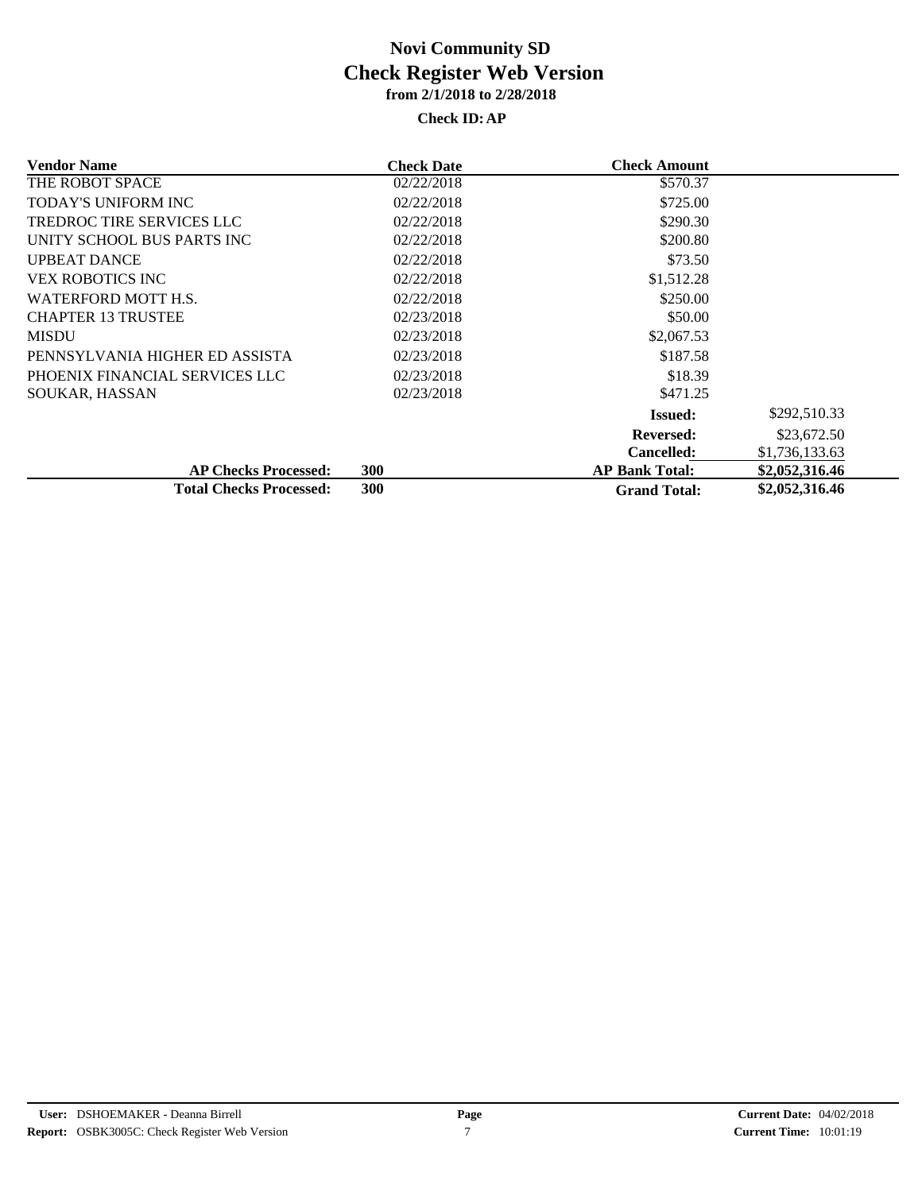# Novi Community SD

## Check Register Web Version

### from 2/1/2018 to 2/28/2018

**Check ID: AP**

| Vendor Name | Check Date | Check Amount | |
|---|---|---|---|
| THE ROBOT SPACE | 02/22/2018 | $570.37 | |
| TODAY'S UNIFORM INC | 02/22/2018 | $725.00 | |
| TREDROC TIRE SERVICES LLC | 02/22/2018 | $290.30 | |
| UNITY SCHOOL BUS PARTS INC | 02/22/2018 | $200.80 | |
| UPBEAT DANCE | 02/22/2018 | $73.50 | |
| VEX ROBOTICS INC | 02/22/2018 | $1,512.28 | |
| WATERFORD MOTT H.S. | 02/22/2018 | $250.00 | |
| CHAPTER 13 TRUSTEE | 02/23/2018 | $50.00 | |
| MISDU | 02/23/2018 | $2,067.53 | |
| PENNSYLVANIA HIGHER ED ASSISTA | 02/23/2018 | $187.58 | |
| PHOENIX FINANCIAL SERVICES LLC | 02/23/2018 | $18.39 | |
| SOUKAR, HASSAN | 02/23/2018 | $471.25 | |
| | | **Issued:** | $292,510.33 |
| | | **Reversed:** | $23,672.50 |
| | | **Cancelled:** | $1,736,133.63 |
| **AP Checks Processed:** | **300** | **AP Bank Total:** | **$2,052,316.46** |
| **Total Checks Processed:** | **300** | **Grand Total:** | **$2,052,316.46** |

**User:** DSHOEMAKER - Deanna Birrell
**Report:** OSBK3005C: Check Register Web Version
**Current Date:** 04/02/2018
**Current Time:** 10:01:19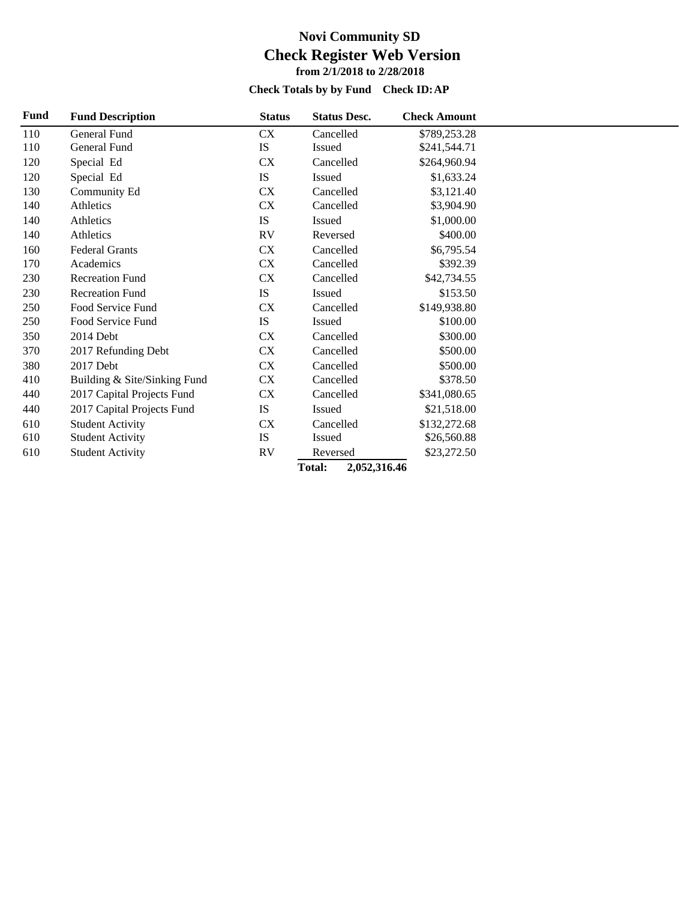# Novi Community SD

## Check Register Web Version

**from 2/1/2018 to 2/28/2018**

**Check Totals by by Fund    Check ID: AP**

| Fund | Fund Description | Status | Status Desc. | Check Amount |
|---|---|---|---|---|
| 110 | General Fund | CX | Cancelled | $789,253.28 |
| 110 | General Fund | IS | Issued | $241,544.71 |
| 120 | Special Ed | CX | Cancelled | $264,960.94 |
| 120 | Special Ed | IS | Issued | $1,633.24 |
| 130 | Community Ed | CX | Cancelled | $3,121.40 |
| 140 | Athletics | CX | Cancelled | $3,904.90 |
| 140 | Athletics | IS | Issued | $1,000.00 |
| 140 | Athletics | RV | Reversed | $400.00 |
| 160 | Federal Grants | CX | Cancelled | $6,795.54 |
| 170 | Academics | CX | Cancelled | $392.39 |
| 230 | Recreation Fund | CX | Cancelled | $42,734.55 |
| 230 | Recreation Fund | IS | Issued | $153.50 |
| 250 | Food Service Fund | CX | Cancelled | $149,938.80 |
| 250 | Food Service Fund | IS | Issued | $100.00 |
| 350 | 2014 Debt | CX | Cancelled | $300.00 |
| 370 | 2017 Refunding Debt | CX | Cancelled | $500.00 |
| 380 | 2017 Debt | CX | Cancelled | $500.00 |
| 410 | Building & Site/Sinking Fund | CX | Cancelled | $378.50 |
| 440 | 2017 Capital Projects Fund | CX | Cancelled | $341,080.65 |
| 440 | 2017 Capital Projects Fund | IS | Issued | $21,518.00 |
| 610 | Student Activity | CX | Cancelled | $132,272.68 |
| 610 | Student Activity | IS | Issued | $26,560.88 |
| 610 | Student Activity | RV | Reversed | $23,272.50 |
| | | | **Total:** | **2,052,316.46** |